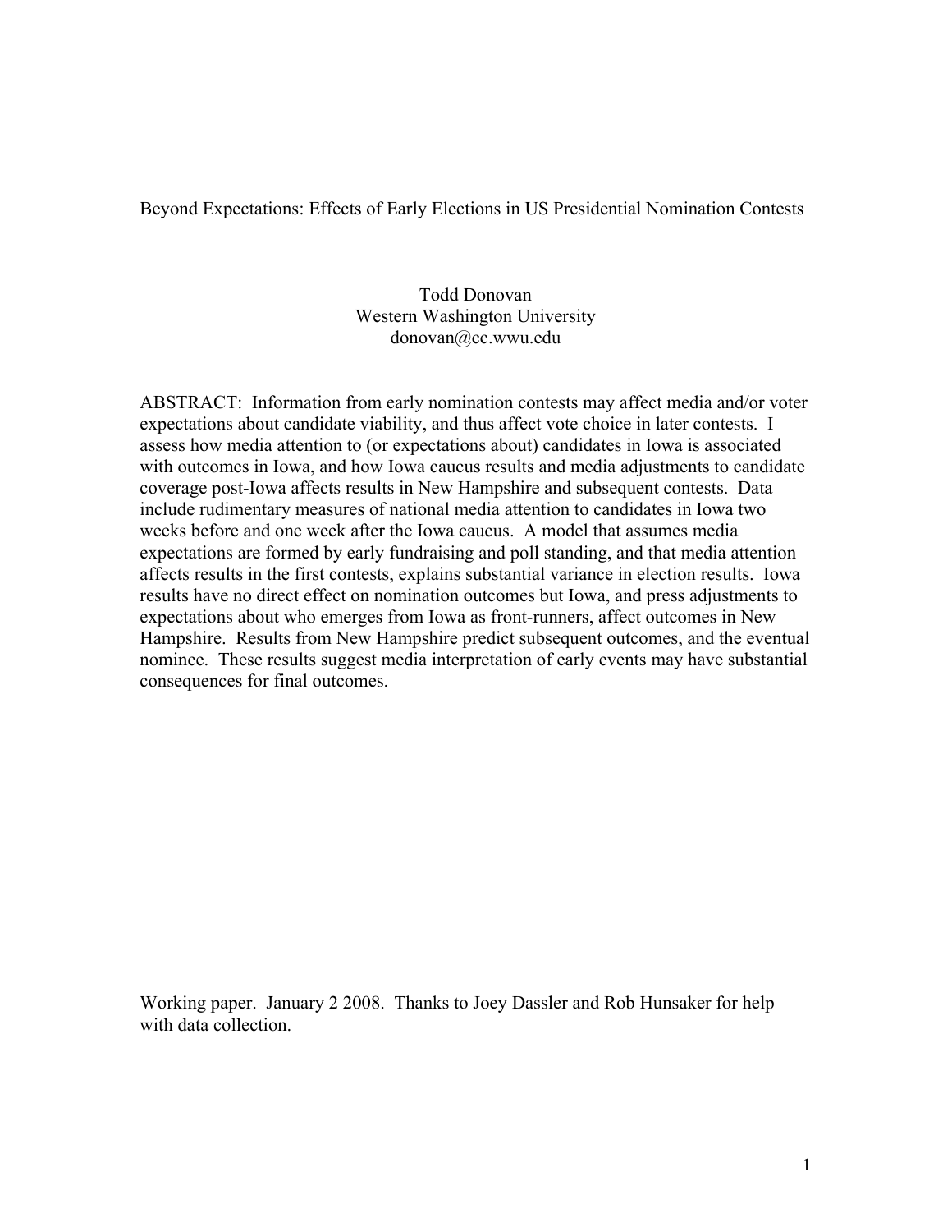# Beyond Expectations: Effects of Early Elections in US Presidential Nomination Contests

Todd Donovan
Western Washington University
donovan@cc.wwu.edu

ABSTRACT: Information from early nomination contests may affect media and/or voter expectations about candidate viability, and thus affect vote choice in later contests. I assess how media attention to (or expectations about) candidates in Iowa is associated with outcomes in Iowa, and how Iowa caucus results and media adjustments to candidate coverage post-Iowa affects results in New Hampshire and subsequent contests. Data include rudimentary measures of national media attention to candidates in Iowa two weeks before and one week after the Iowa caucus. A model that assumes media expectations are formed by early fundraising and poll standing, and that media attention affects results in the first contests, explains substantial variance in election results. Iowa results have no direct effect on nomination outcomes but Iowa, and press adjustments to expectations about who emerges from Iowa as front-runners, affect outcomes in New Hampshire. Results from New Hampshire predict subsequent outcomes, and the eventual nominee. These results suggest media interpretation of early events may have substantial consequences for final outcomes.

Working paper. January 2 2008. Thanks to Joey Dassler and Rob Hunsaker for help with data collection.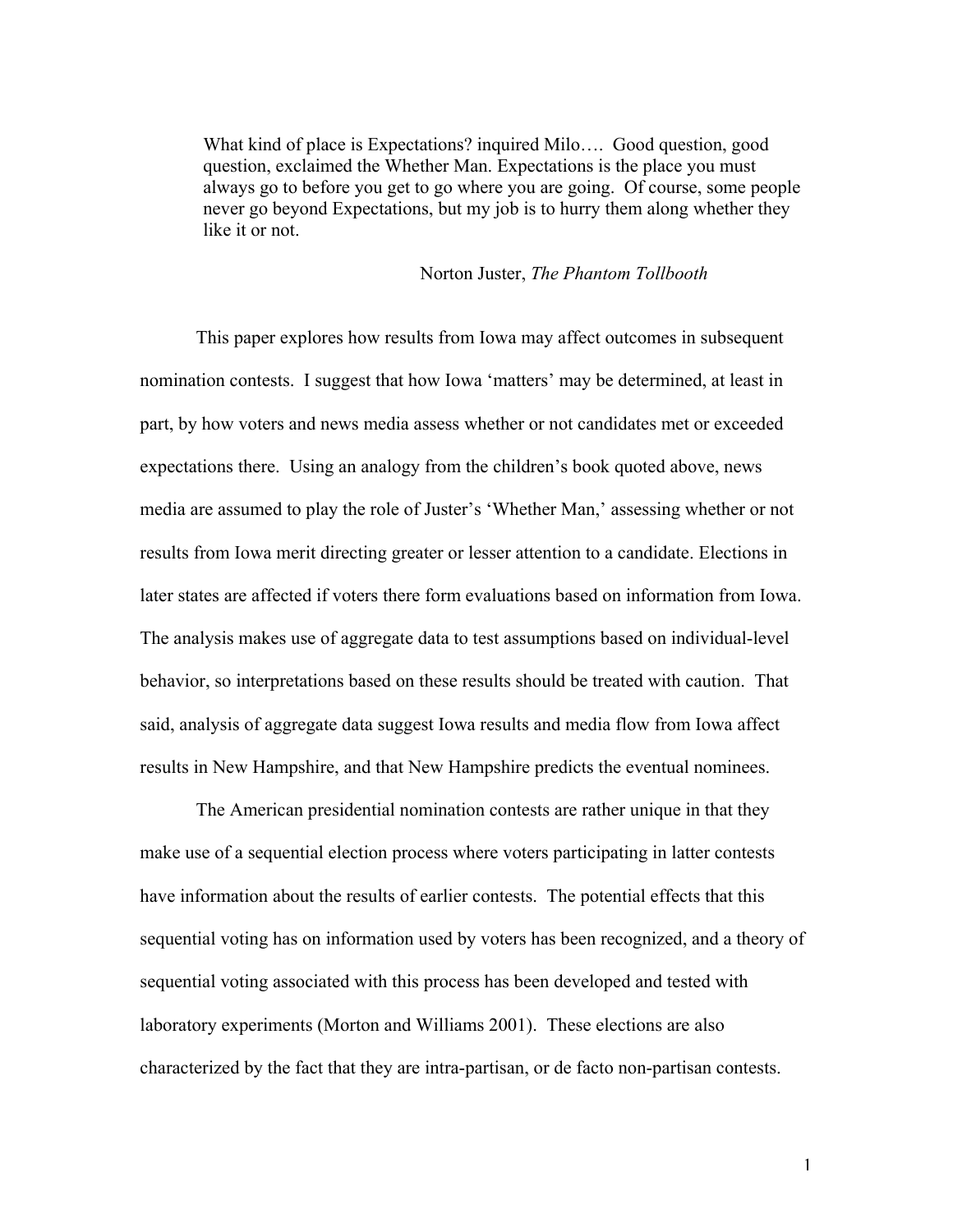> What kind of place is Expectations? inquired Milo…. Good question, good question, exclaimed the Whether Man. Expectations is the place you must always go to before you get to go where you are going. Of course, some people never go beyond Expectations, but my job is to hurry them along whether they like it or not.
>
> Norton Juster, *The Phantom Tollbooth*

This paper explores how results from Iowa may affect outcomes in subsequent nomination contests. I suggest that how Iowa 'matters' may be determined, at least in part, by how voters and news media assess whether or not candidates met or exceeded expectations there. Using an analogy from the children's book quoted above, news media are assumed to play the role of Juster's 'Whether Man,' assessing whether or not results from Iowa merit directing greater or lesser attention to a candidate. Elections in later states are affected if voters there form evaluations based on information from Iowa. The analysis makes use of aggregate data to test assumptions based on individual-level behavior, so interpretations based on these results should be treated with caution. That said, analysis of aggregate data suggest Iowa results and media flow from Iowa affect results in New Hampshire, and that New Hampshire predicts the eventual nominees.

The American presidential nomination contests are rather unique in that they make use of a sequential election process where voters participating in latter contests have information about the results of earlier contests. The potential effects that this sequential voting has on information used by voters has been recognized, and a theory of sequential voting associated with this process has been developed and tested with laboratory experiments (Morton and Williams 2001). These elections are also characterized by the fact that they are intra-partisan, or de facto non-partisan contests.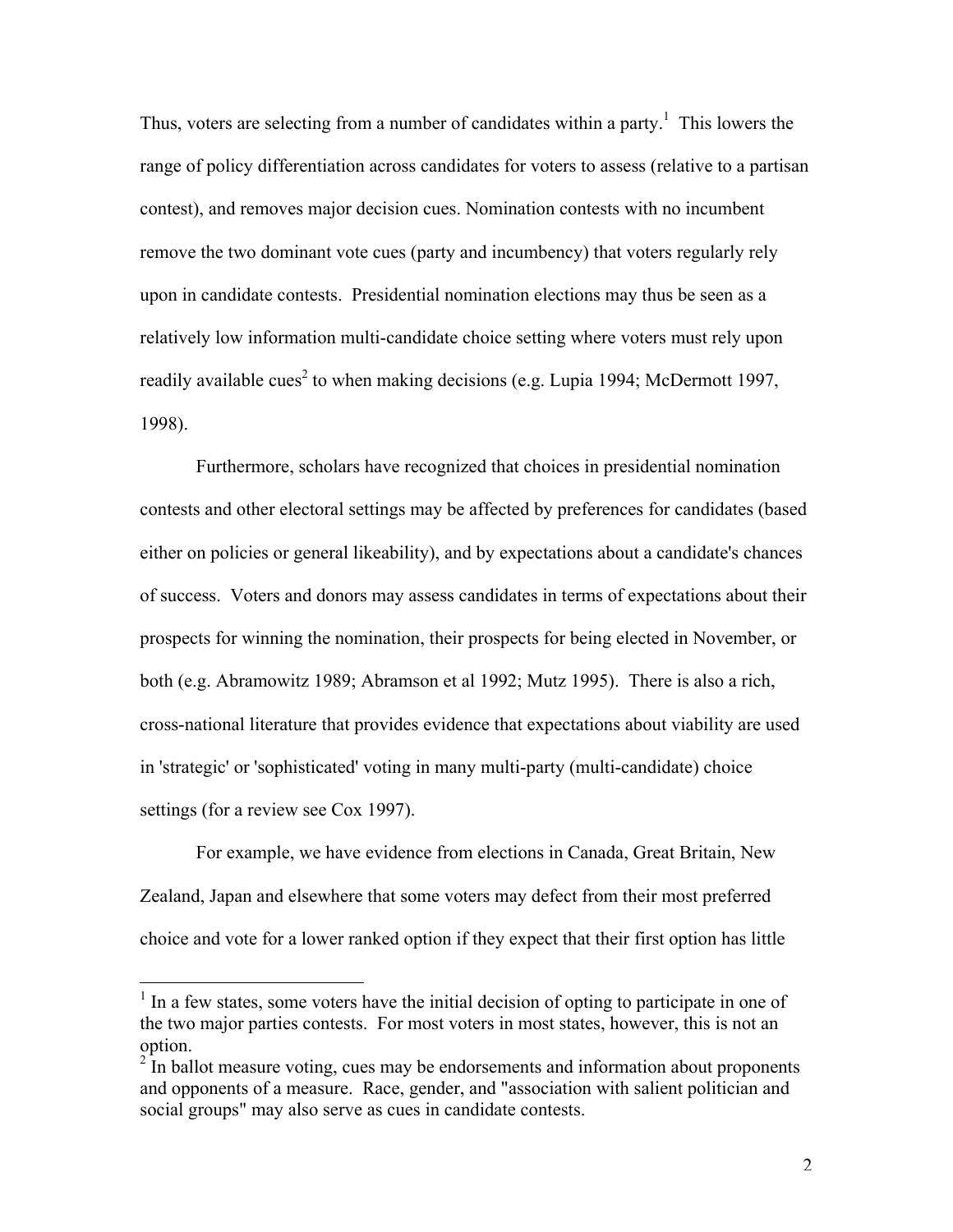Thus, voters are selecting from a number of candidates within a party.[1] This lowers the range of policy differentiation across candidates for voters to assess (relative to a partisan contest), and removes major decision cues. Nomination contests with no incumbent remove the two dominant vote cues (party and incumbency) that voters regularly rely upon in candidate contests. Presidential nomination elections may thus be seen as a relatively low information multi-candidate choice setting where voters must rely upon readily available cues[2] to when making decisions (e.g. Lupia 1994; McDermott 1997, 1998).

Furthermore, scholars have recognized that choices in presidential nomination contests and other electoral settings may be affected by preferences for candidates (based either on policies or general likeability), and by expectations about a candidate's chances of success. Voters and donors may assess candidates in terms of expectations about their prospects for winning the nomination, their prospects for being elected in November, or both (e.g. Abramowitz 1989; Abramson et al 1992; Mutz 1995). There is also a rich, cross-national literature that provides evidence that expectations about viability are used in 'strategic' or 'sophisticated' voting in many multi-party (multi-candidate) choice settings (for a review see Cox 1997).

For example, we have evidence from elections in Canada, Great Britain, New Zealand, Japan and elsewhere that some voters may defect from their most preferred choice and vote for a lower ranked option if they expect that their first option has little

---

[1] In a few states, some voters have the initial decision of opting to participate in one of the two major parties contests. For most voters in most states, however, this is not an option.

[2] In ballot measure voting, cues may be endorsements and information about proponents and opponents of a measure. Race, gender, and "association with salient politician and social groups" may also serve as cues in candidate contests.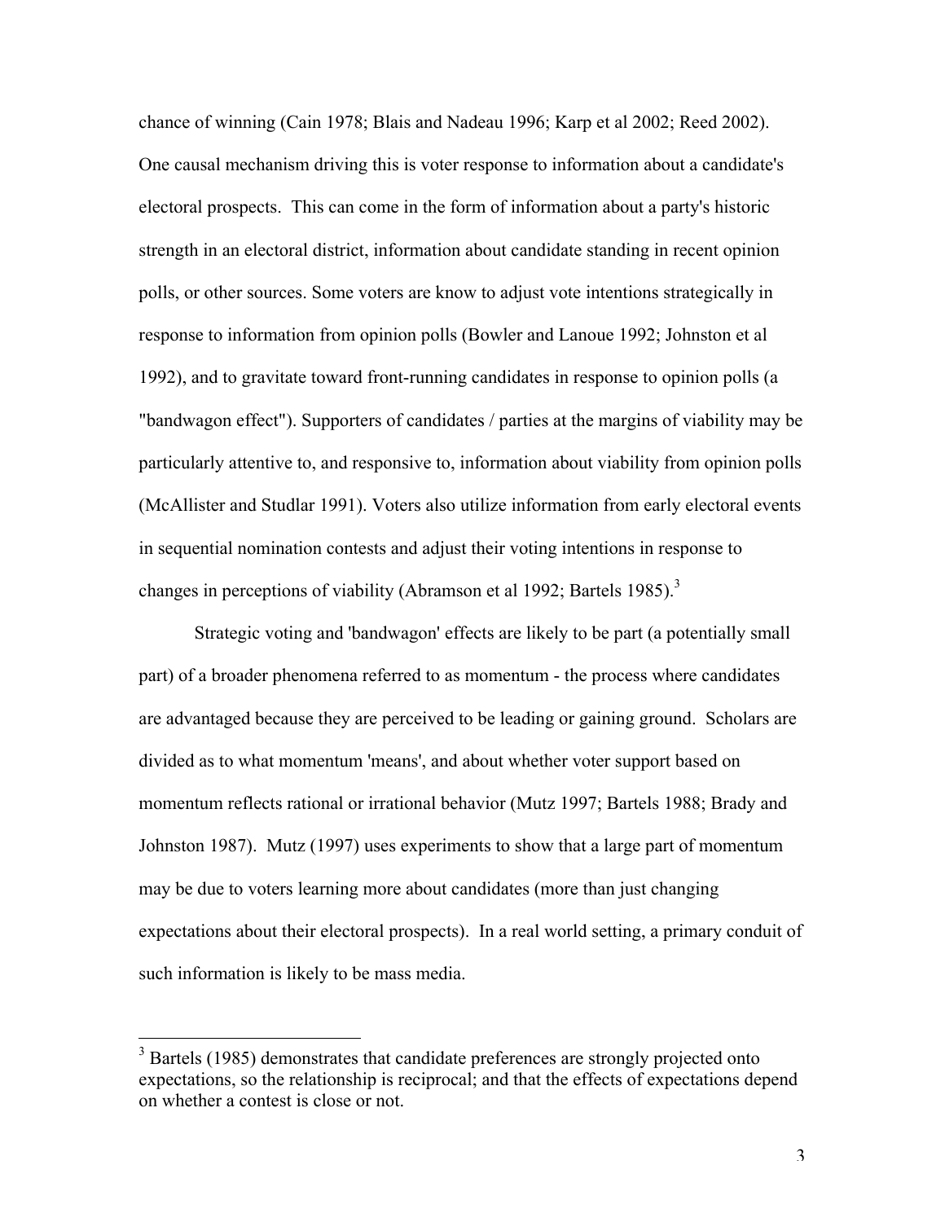chance of winning (Cain 1978; Blais and Nadeau 1996; Karp et al 2002; Reed 2002). One causal mechanism driving this is voter response to information about a candidate's electoral prospects. This can come in the form of information about a party's historic strength in an electoral district, information about candidate standing in recent opinion polls, or other sources. Some voters are know to adjust vote intentions strategically in response to information from opinion polls (Bowler and Lanoue 1992; Johnston et al 1992), and to gravitate toward front-running candidates in response to opinion polls (a "bandwagon effect"). Supporters of candidates / parties at the margins of viability may be particularly attentive to, and responsive to, information about viability from opinion polls (McAllister and Studlar 1991). Voters also utilize information from early electoral events in sequential nomination contests and adjust their voting intentions in response to changes in perceptions of viability (Abramson et al 1992; Bartels 1985).[3]

Strategic voting and 'bandwagon' effects are likely to be part (a potentially small part) of a broader phenomena referred to as momentum - the process where candidates are advantaged because they are perceived to be leading or gaining ground. Scholars are divided as to what momentum 'means', and about whether voter support based on momentum reflects rational or irrational behavior (Mutz 1997; Bartels 1988; Brady and Johnston 1987). Mutz (1997) uses experiments to show that a large part of momentum may be due to voters learning more about candidates (more than just changing expectations about their electoral prospects). In a real world setting, a primary conduit of such information is likely to be mass media.

[3] Bartels (1985) demonstrates that candidate preferences are strongly projected onto expectations, so the relationship is reciprocal; and that the effects of expectations depend on whether a contest is close or not.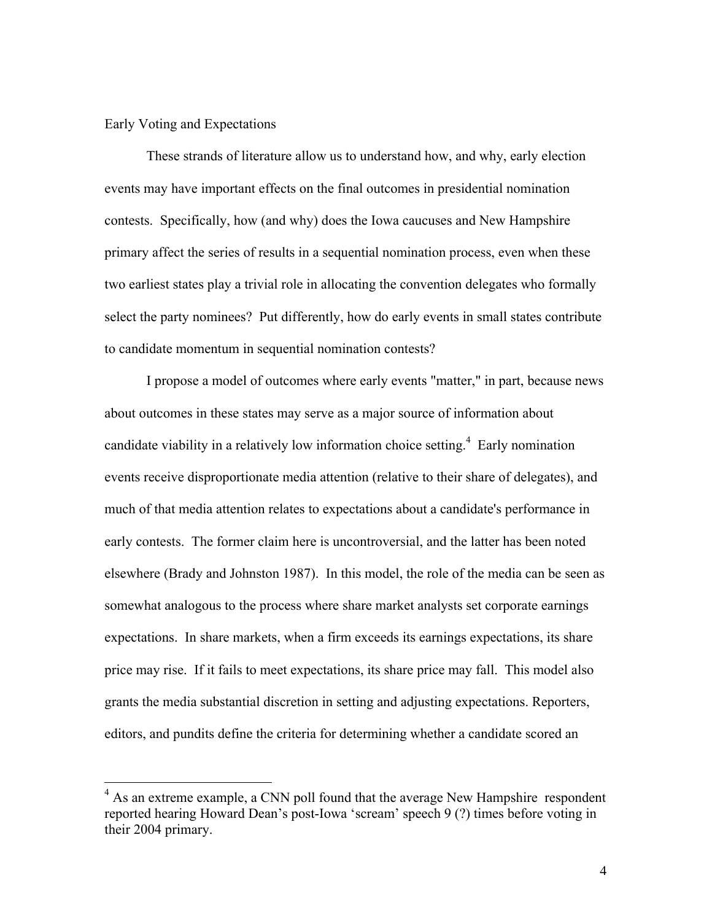Early Voting and Expectations

These strands of literature allow us to understand how, and why, early election events may have important effects on the final outcomes in presidential nomination contests. Specifically, how (and why) does the Iowa caucuses and New Hampshire primary affect the series of results in a sequential nomination process, even when these two earliest states play a trivial role in allocating the convention delegates who formally select the party nominees? Put differently, how do early events in small states contribute to candidate momentum in sequential nomination contests?

I propose a model of outcomes where early events "matter," in part, because news about outcomes in these states may serve as a major source of information about candidate viability in a relatively low information choice setting.[4] Early nomination events receive disproportionate media attention (relative to their share of delegates), and much of that media attention relates to expectations about a candidate's performance in early contests. The former claim here is uncontroversial, and the latter has been noted elsewhere (Brady and Johnston 1987). In this model, the role of the media can be seen as somewhat analogous to the process where share market analysts set corporate earnings expectations. In share markets, when a firm exceeds its earnings expectations, its share price may rise. If it fails to meet expectations, its share price may fall. This model also grants the media substantial discretion in setting and adjusting expectations. Reporters, editors, and pundits define the criteria for determining whether a candidate scored an

---

[4] As an extreme example, a CNN poll found that the average New Hampshire respondent reported hearing Howard Dean's post-Iowa 'scream' speech 9 (?) times before voting in their 2004 primary.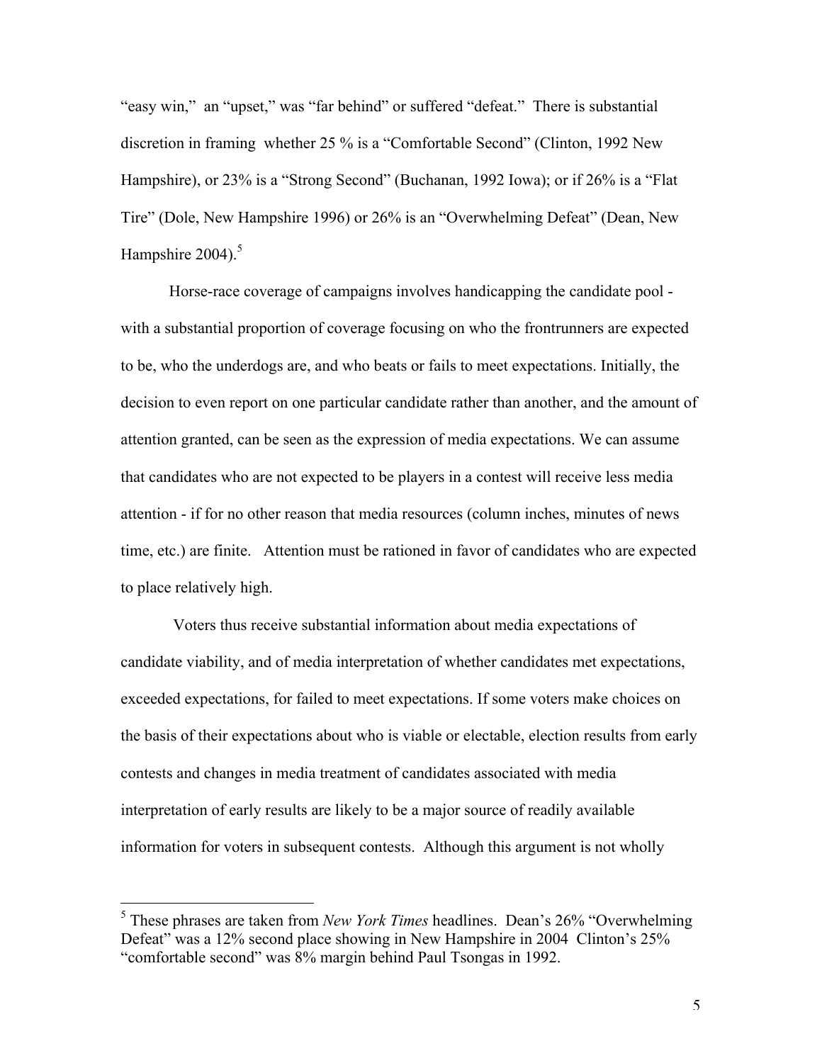"easy win," an "upset," was "far behind" or suffered "defeat." There is substantial discretion in framing whether 25 % is a "Comfortable Second" (Clinton, 1992 New Hampshire), or 23% is a "Strong Second" (Buchanan, 1992 Iowa); or if 26% is a "Flat Tire" (Dole, New Hampshire 1996) or 26% is an "Overwhelming Defeat" (Dean, New Hampshire 2004).[5]

Horse-race coverage of campaigns involves handicapping the candidate pool - with a substantial proportion of coverage focusing on who the frontrunners are expected to be, who the underdogs are, and who beats or fails to meet expectations. Initially, the decision to even report on one particular candidate rather than another, and the amount of attention granted, can be seen as the expression of media expectations. We can assume that candidates who are not expected to be players in a contest will receive less media attention - if for no other reason that media resources (column inches, minutes of news time, etc.) are finite. Attention must be rationed in favor of candidates who are expected to place relatively high.

Voters thus receive substantial information about media expectations of candidate viability, and of media interpretation of whether candidates met expectations, exceeded expectations, for failed to meet expectations. If some voters make choices on the basis of their expectations about who is viable or electable, election results from early contests and changes in media treatment of candidates associated with media interpretation of early results are likely to be a major source of readily available information for voters in subsequent contests. Although this argument is not wholly

[5] These phrases are taken from *New York Times* headlines. Dean's 26% "Overwhelming Defeat" was a 12% second place showing in New Hampshire in 2004 Clinton's 25% "comfortable second" was 8% margin behind Paul Tsongas in 1992.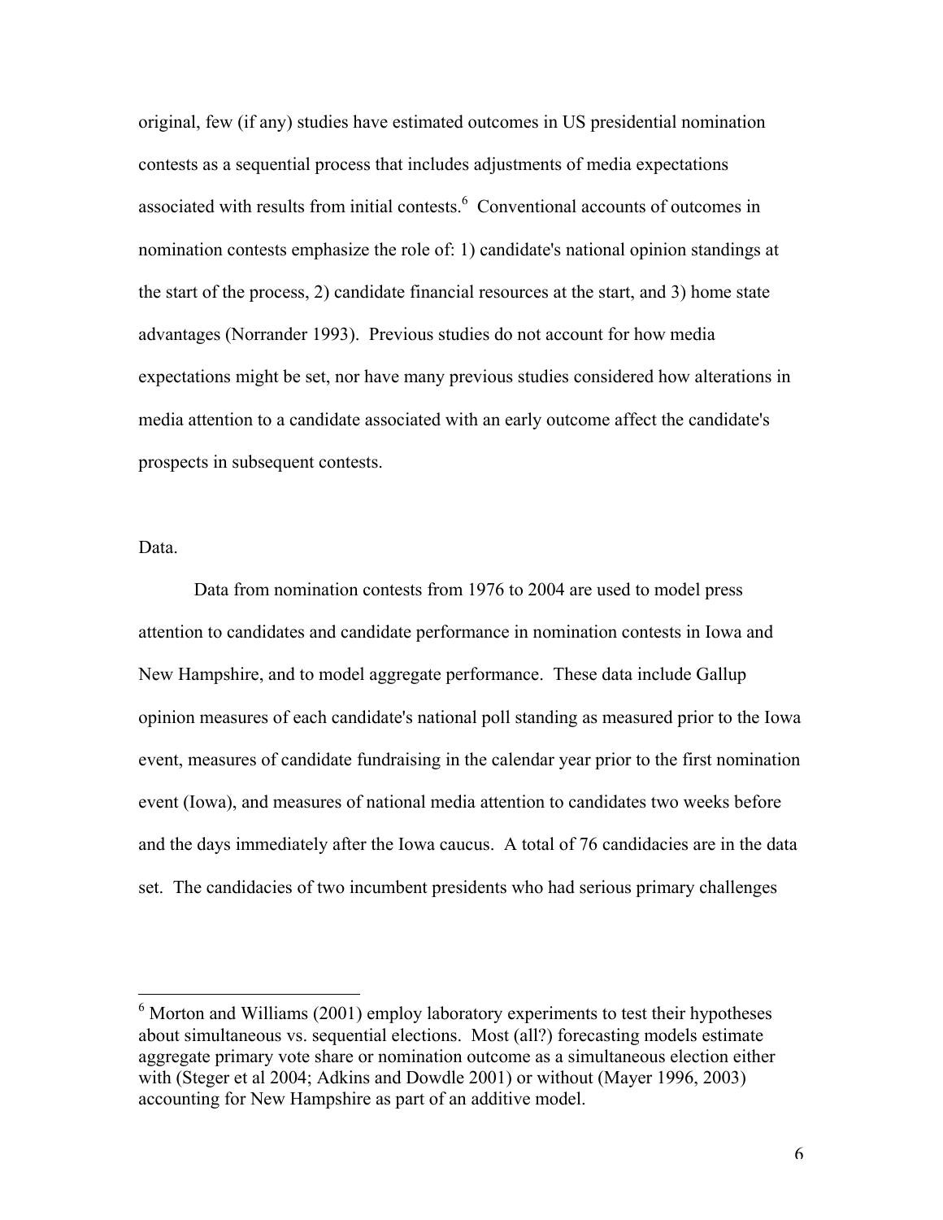original, few (if any) studies have estimated outcomes in US presidential nomination contests as a sequential process that includes adjustments of media expectations associated with results from initial contests.[6] Conventional accounts of outcomes in nomination contests emphasize the role of: 1) candidate's national opinion standings at the start of the process, 2) candidate financial resources at the start, and 3) home state advantages (Norrander 1993). Previous studies do not account for how media expectations might be set, nor have many previous studies considered how alterations in media attention to a candidate associated with an early outcome affect the candidate's prospects in subsequent contests.

Data.

Data from nomination contests from 1976 to 2004 are used to model press attention to candidates and candidate performance in nomination contests in Iowa and New Hampshire, and to model aggregate performance. These data include Gallup opinion measures of each candidate's national poll standing as measured prior to the Iowa event, measures of candidate fundraising in the calendar year prior to the first nomination event (Iowa), and measures of national media attention to candidates two weeks before and the days immediately after the Iowa caucus. A total of 76 candidacies are in the data set. The candidacies of two incumbent presidents who had serious primary challenges

[6] Morton and Williams (2001) employ laboratory experiments to test their hypotheses about simultaneous vs. sequential elections. Most (all?) forecasting models estimate aggregate primary vote share or nomination outcome as a simultaneous election either with (Steger et al 2004; Adkins and Dowdle 2001) or without (Mayer 1996, 2003) accounting for New Hampshire as part of an additive model.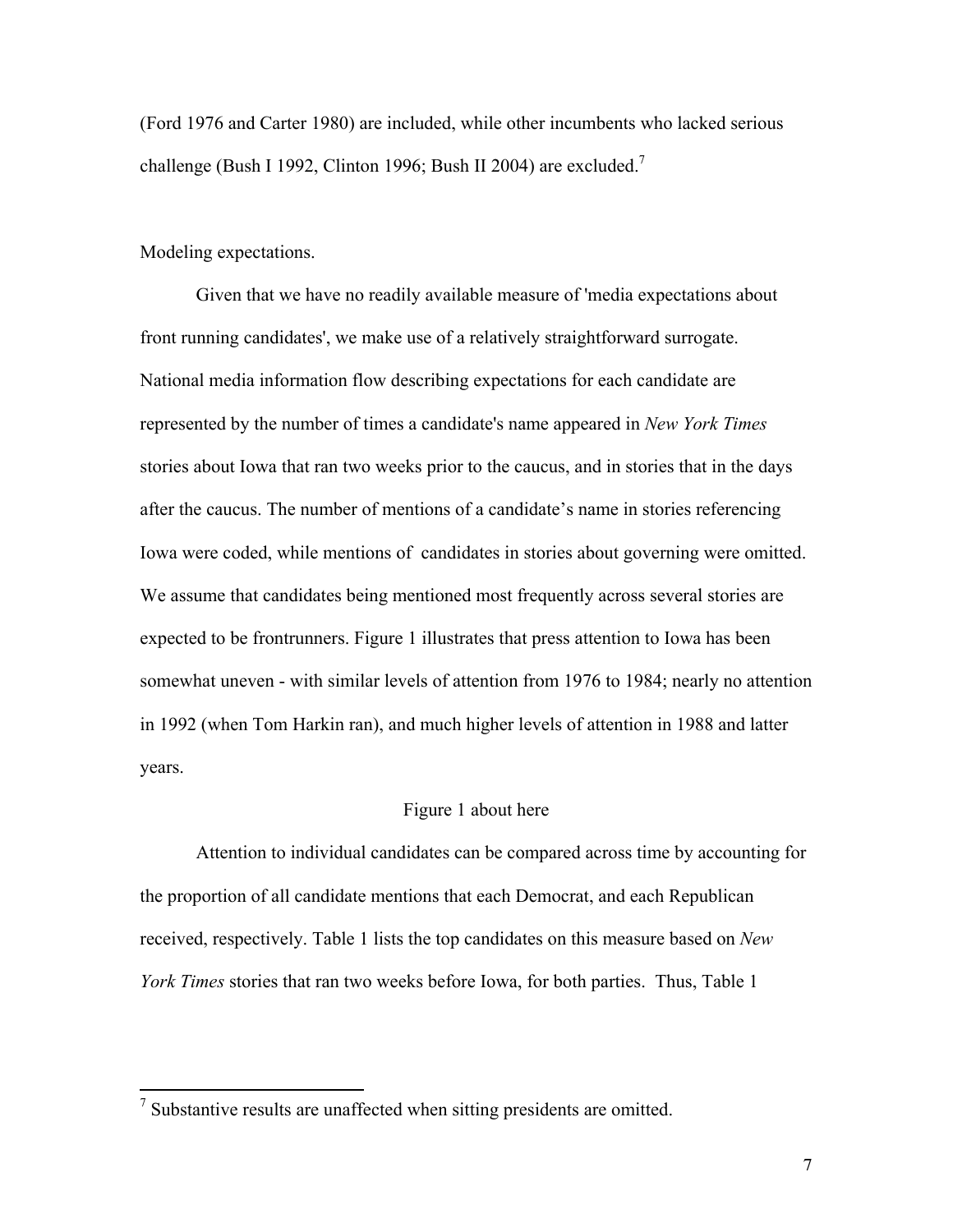(Ford 1976 and Carter 1980) are included, while other incumbents who lacked serious challenge (Bush I 1992, Clinton 1996; Bush II 2004) are excluded.[7]

Modeling expectations.

Given that we have no readily available measure of 'media expectations about front running candidates', we make use of a relatively straightforward surrogate. National media information flow describing expectations for each candidate are represented by the number of times a candidate's name appeared in *New York Times* stories about Iowa that ran two weeks prior to the caucus, and in stories that in the days after the caucus. The number of mentions of a candidate's name in stories referencing Iowa were coded, while mentions of candidates in stories about governing were omitted. We assume that candidates being mentioned most frequently across several stories are expected to be frontrunners. Figure 1 illustrates that press attention to Iowa has been somewhat uneven - with similar levels of attention from 1976 to 1984; nearly no attention in 1992 (when Tom Harkin ran), and much higher levels of attention in 1988 and latter years.

Figure 1 about here

Attention to individual candidates can be compared across time by accounting for the proportion of all candidate mentions that each Democrat, and each Republican received, respectively. Table 1 lists the top candidates on this measure based on *New York Times* stories that ran two weeks before Iowa, for both parties. Thus, Table 1

[7] Substantive results are unaffected when sitting presidents are omitted.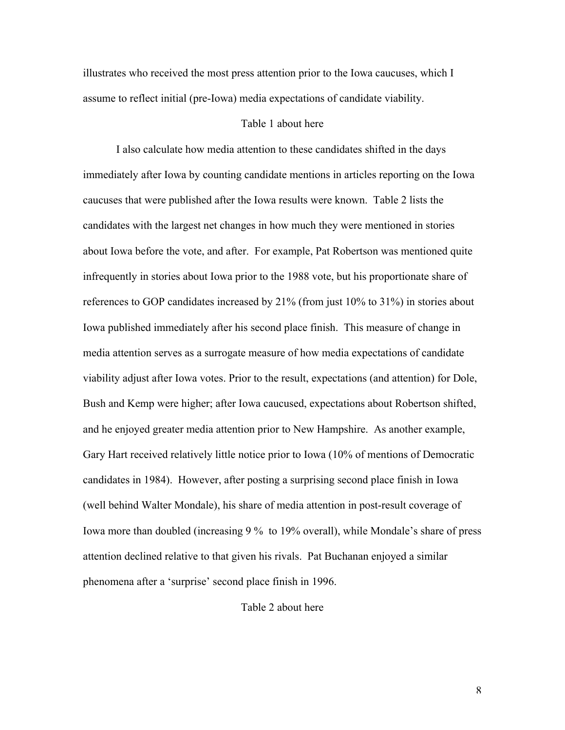illustrates who received the most press attention prior to the Iowa caucuses, which I assume to reflect initial (pre-Iowa) media expectations of candidate viability.

Table 1 about here

I also calculate how media attention to these candidates shifted in the days immediately after Iowa by counting candidate mentions in articles reporting on the Iowa caucuses that were published after the Iowa results were known. Table 2 lists the candidates with the largest net changes in how much they were mentioned in stories about Iowa before the vote, and after. For example, Pat Robertson was mentioned quite infrequently in stories about Iowa prior to the 1988 vote, but his proportionate share of references to GOP candidates increased by 21% (from just 10% to 31%) in stories about Iowa published immediately after his second place finish. This measure of change in media attention serves as a surrogate measure of how media expectations of candidate viability adjust after Iowa votes. Prior to the result, expectations (and attention) for Dole, Bush and Kemp were higher; after Iowa caucused, expectations about Robertson shifted, and he enjoyed greater media attention prior to New Hampshire. As another example, Gary Hart received relatively little notice prior to Iowa (10% of mentions of Democratic candidates in 1984). However, after posting a surprising second place finish in Iowa (well behind Walter Mondale), his share of media attention in post-result coverage of Iowa more than doubled (increasing 9 % to 19% overall), while Mondale's share of press attention declined relative to that given his rivals. Pat Buchanan enjoyed a similar phenomena after a 'surprise' second place finish in 1996.

Table 2 about here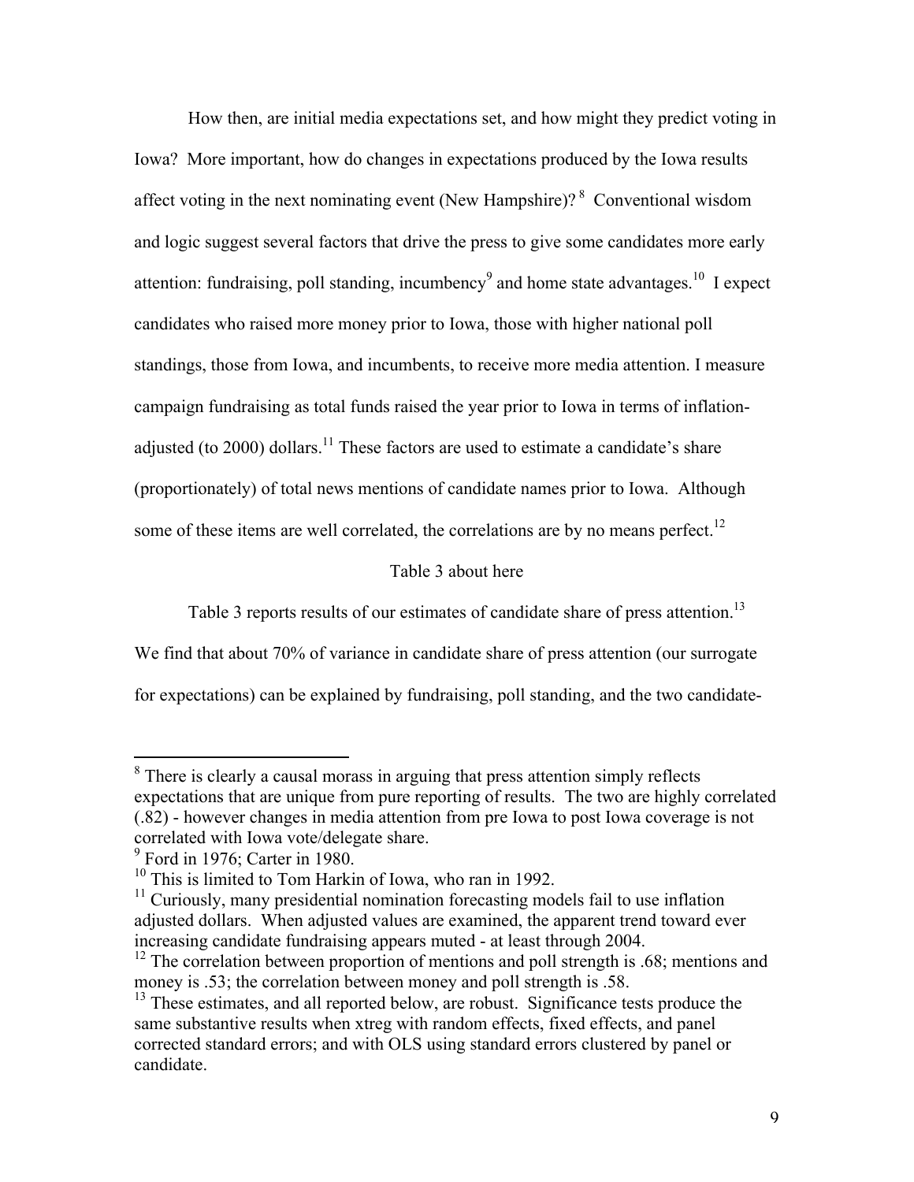How then, are initial media expectations set, and how might they predict voting in Iowa? More important, how do changes in expectations produced by the Iowa results affect voting in the next nominating event (New Hampshire)?[8] Conventional wisdom and logic suggest several factors that drive the press to give some candidates more early attention: fundraising, poll standing, incumbency[9] and home state advantages.[10] I expect candidates who raised more money prior to Iowa, those with higher national poll standings, those from Iowa, and incumbents, to receive more media attention. I measure campaign fundraising as total funds raised the year prior to Iowa in terms of inflation-adjusted (to 2000) dollars.[11] These factors are used to estimate a candidate's share (proportionately) of total news mentions of candidate names prior to Iowa. Although some of these items are well correlated, the correlations are by no means perfect.[12]

Table 3 about here

Table 3 reports results of our estimates of candidate share of press attention.[13] We find that about 70% of variance in candidate share of press attention (our surrogate for expectations) can be explained by fundraising, poll standing, and the two candidate-

---

[8] There is clearly a causal morass in arguing that press attention simply reflects expectations that are unique from pure reporting of results. The two are highly correlated (.82) - however changes in media attention from pre Iowa to post Iowa coverage is not correlated with Iowa vote/delegate share.

[9] Ford in 1976; Carter in 1980.

[10] This is limited to Tom Harkin of Iowa, who ran in 1992.

[11] Curiously, many presidential nomination forecasting models fail to use inflation adjusted dollars. When adjusted values are examined, the apparent trend toward ever increasing candidate fundraising appears muted - at least through 2004.

[12] The correlation between proportion of mentions and poll strength is .68; mentions and money is .53; the correlation between money and poll strength is .58.

[13] These estimates, and all reported below, are robust. Significance tests produce the same substantive results when xtreg with random effects, fixed effects, and panel corrected standard errors; and with OLS using standard errors clustered by panel or candidate.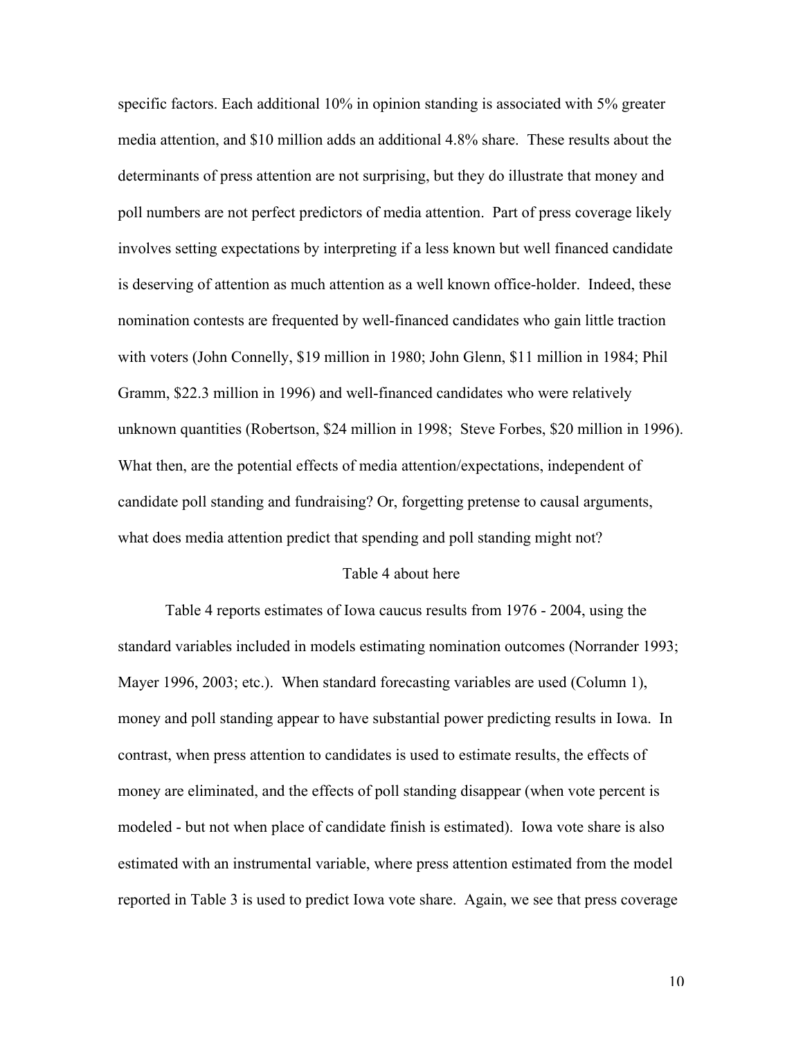specific factors. Each additional 10% in opinion standing is associated with 5% greater media attention, and $10 million adds an additional 4.8% share. These results about the determinants of press attention are not surprising, but they do illustrate that money and poll numbers are not perfect predictors of media attention. Part of press coverage likely involves setting expectations by interpreting if a less known but well financed candidate is deserving of attention as much attention as a well known office-holder. Indeed, these nomination contests are frequented by well-financed candidates who gain little traction with voters (John Connelly, $19 million in 1980; John Glenn, $11 million in 1984; Phil Gramm, $22.3 million in 1996) and well-financed candidates who were relatively unknown quantities (Robertson, $24 million in 1998; Steve Forbes, $20 million in 1996). What then, are the potential effects of media attention/expectations, independent of candidate poll standing and fundraising? Or, forgetting pretense to causal arguments, what does media attention predict that spending and poll standing might not?

Table 4 about here

Table 4 reports estimates of Iowa caucus results from 1976 - 2004, using the standard variables included in models estimating nomination outcomes (Norrander 1993; Mayer 1996, 2003; etc.). When standard forecasting variables are used (Column 1), money and poll standing appear to have substantial power predicting results in Iowa. In contrast, when press attention to candidates is used to estimate results, the effects of money are eliminated, and the effects of poll standing disappear (when vote percent is modeled - but not when place of candidate finish is estimated). Iowa vote share is also estimated with an instrumental variable, where press attention estimated from the model reported in Table 3 is used to predict Iowa vote share. Again, we see that press coverage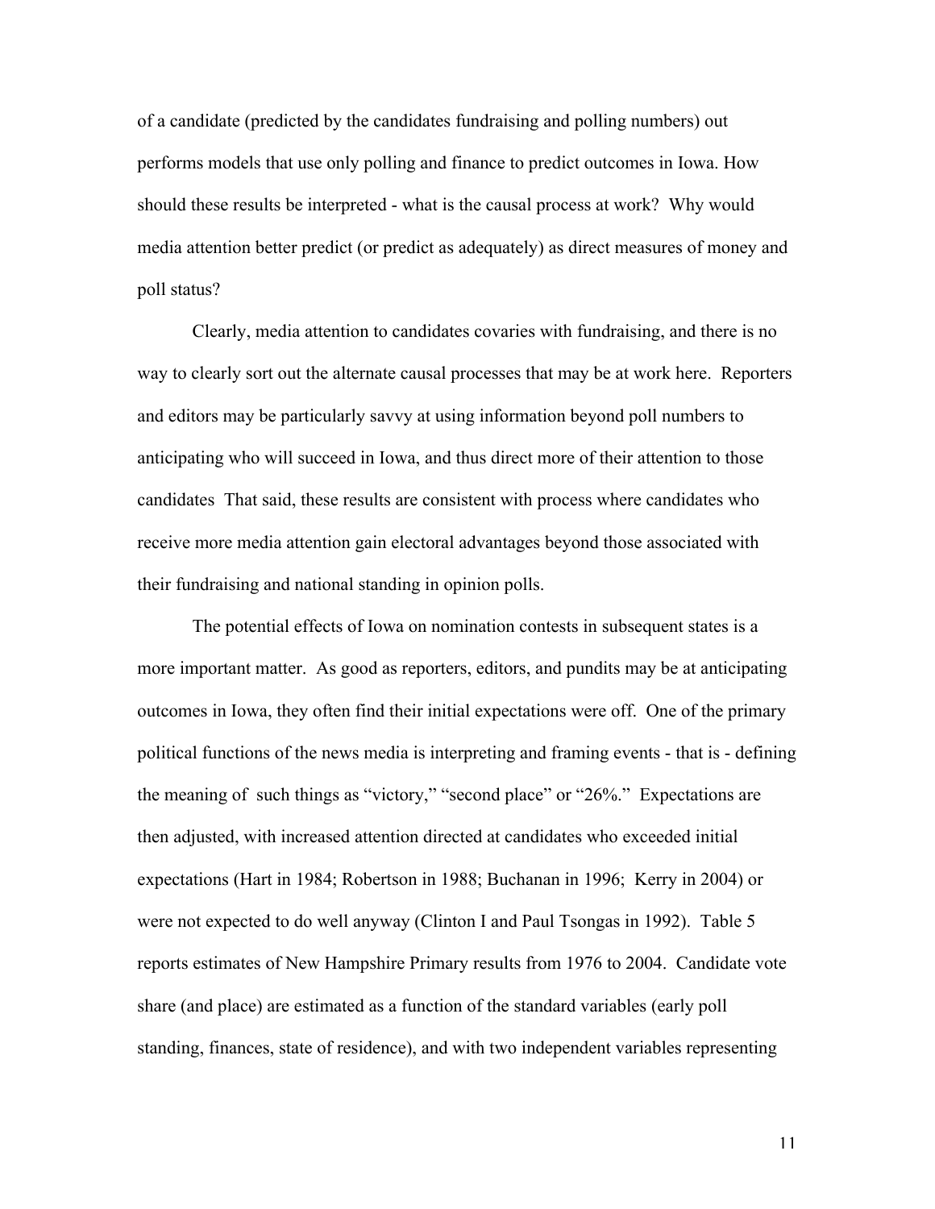of a candidate (predicted by the candidates fundraising and polling numbers) out performs models that use only polling and finance to predict outcomes in Iowa. How should these results be interpreted - what is the causal process at work? Why would media attention better predict (or predict as adequately) as direct measures of money and poll status?

Clearly, media attention to candidates covaries with fundraising, and there is no way to clearly sort out the alternate causal processes that may be at work here. Reporters and editors may be particularly savvy at using information beyond poll numbers to anticipating who will succeed in Iowa, and thus direct more of their attention to those candidates That said, these results are consistent with process where candidates who receive more media attention gain electoral advantages beyond those associated with their fundraising and national standing in opinion polls.

The potential effects of Iowa on nomination contests in subsequent states is a more important matter. As good as reporters, editors, and pundits may be at anticipating outcomes in Iowa, they often find their initial expectations were off. One of the primary political functions of the news media is interpreting and framing events - that is - defining the meaning of such things as "victory," "second place" or "26%." Expectations are then adjusted, with increased attention directed at candidates who exceeded initial expectations (Hart in 1984; Robertson in 1988; Buchanan in 1996; Kerry in 2004) or were not expected to do well anyway (Clinton I and Paul Tsongas in 1992). Table 5 reports estimates of New Hampshire Primary results from 1976 to 2004. Candidate vote share (and place) are estimated as a function of the standard variables (early poll standing, finances, state of residence), and with two independent variables representing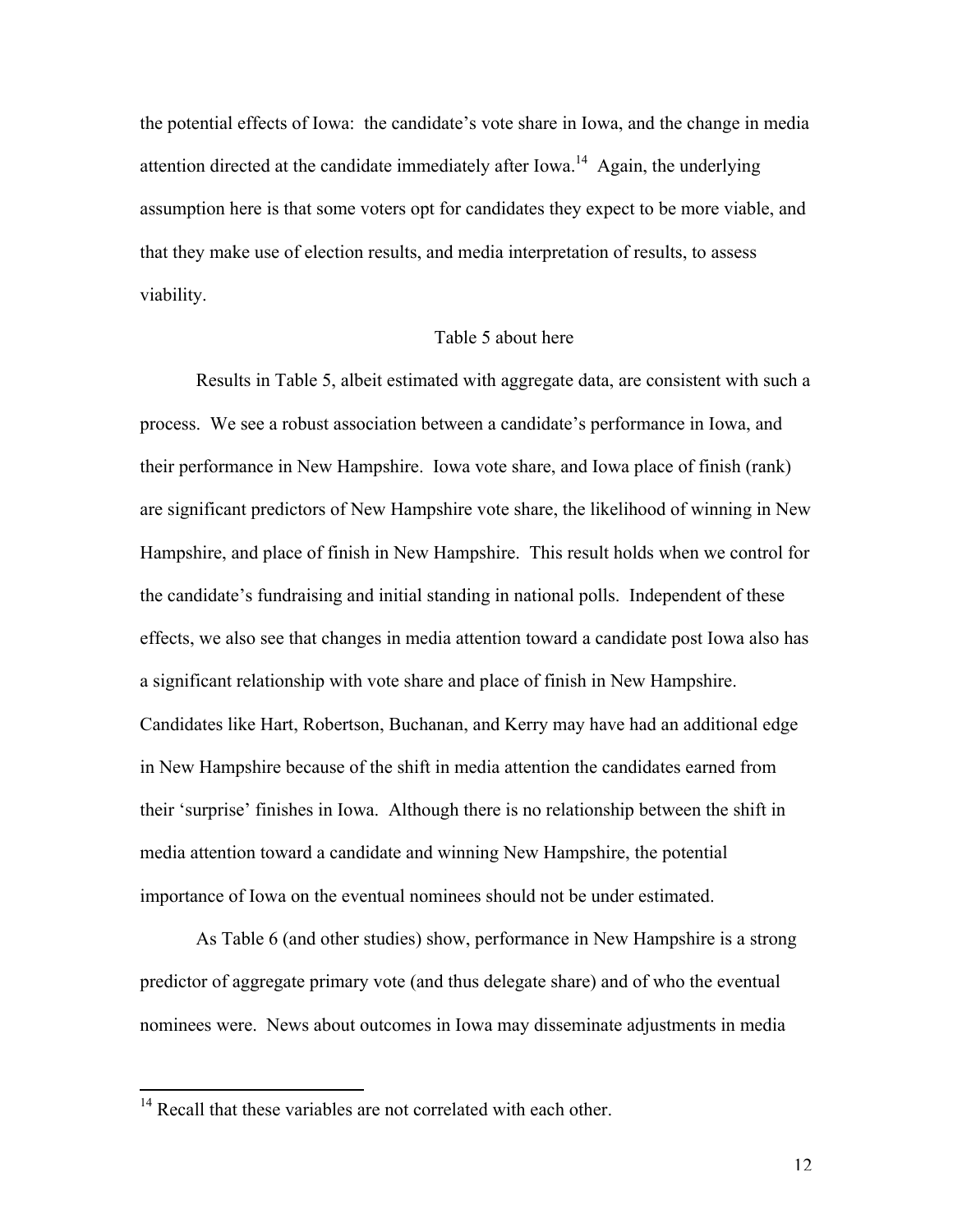the potential effects of Iowa: the candidate's vote share in Iowa, and the change in media attention directed at the candidate immediately after Iowa.[14] Again, the underlying assumption here is that some voters opt for candidates they expect to be more viable, and that they make use of election results, and media interpretation of results, to assess viability.

Table 5 about here

Results in Table 5, albeit estimated with aggregate data, are consistent with such a process. We see a robust association between a candidate's performance in Iowa, and their performance in New Hampshire. Iowa vote share, and Iowa place of finish (rank) are significant predictors of New Hampshire vote share, the likelihood of winning in New Hampshire, and place of finish in New Hampshire. This result holds when we control for the candidate's fundraising and initial standing in national polls. Independent of these effects, we also see that changes in media attention toward a candidate post Iowa also has a significant relationship with vote share and place of finish in New Hampshire. Candidates like Hart, Robertson, Buchanan, and Kerry may have had an additional edge in New Hampshire because of the shift in media attention the candidates earned from their 'surprise' finishes in Iowa. Although there is no relationship between the shift in media attention toward a candidate and winning New Hampshire, the potential importance of Iowa on the eventual nominees should not be under estimated.

As Table 6 (and other studies) show, performance in New Hampshire is a strong predictor of aggregate primary vote (and thus delegate share) and of who the eventual nominees were. News about outcomes in Iowa may disseminate adjustments in media

[14] Recall that these variables are not correlated with each other.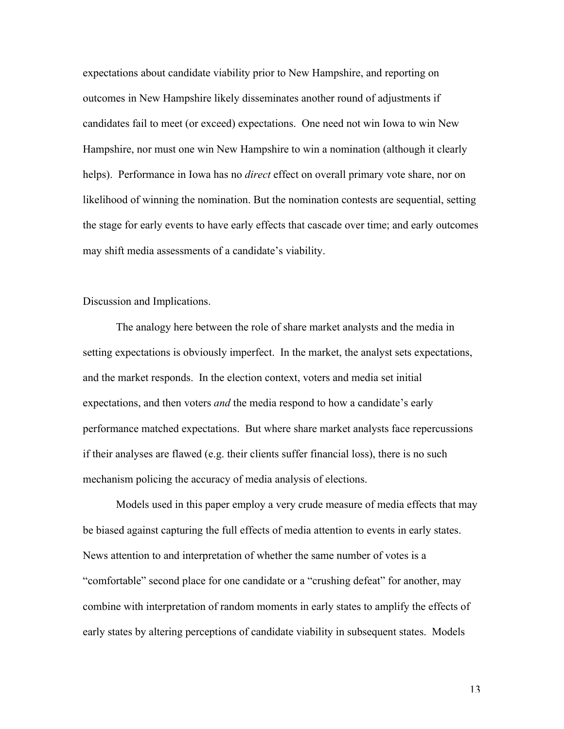expectations about candidate viability prior to New Hampshire, and reporting on outcomes in New Hampshire likely disseminates another round of adjustments if candidates fail to meet (or exceed) expectations. One need not win Iowa to win New Hampshire, nor must one win New Hampshire to win a nomination (although it clearly helps). Performance in Iowa has no *direct* effect on overall primary vote share, nor on likelihood of winning the nomination. But the nomination contests are sequential, setting the stage for early events to have early effects that cascade over time; and early outcomes may shift media assessments of a candidate's viability.

Discussion and Implications.

The analogy here between the role of share market analysts and the media in setting expectations is obviously imperfect. In the market, the analyst sets expectations, and the market responds. In the election context, voters and media set initial expectations, and then voters *and* the media respond to how a candidate's early performance matched expectations. But where share market analysts face repercussions if their analyses are flawed (e.g. their clients suffer financial loss), there is no such mechanism policing the accuracy of media analysis of elections.

Models used in this paper employ a very crude measure of media effects that may be biased against capturing the full effects of media attention to events in early states. News attention to and interpretation of whether the same number of votes is a "comfortable" second place for one candidate or a "crushing defeat" for another, may combine with interpretation of random moments in early states to amplify the effects of early states by altering perceptions of candidate viability in subsequent states. Models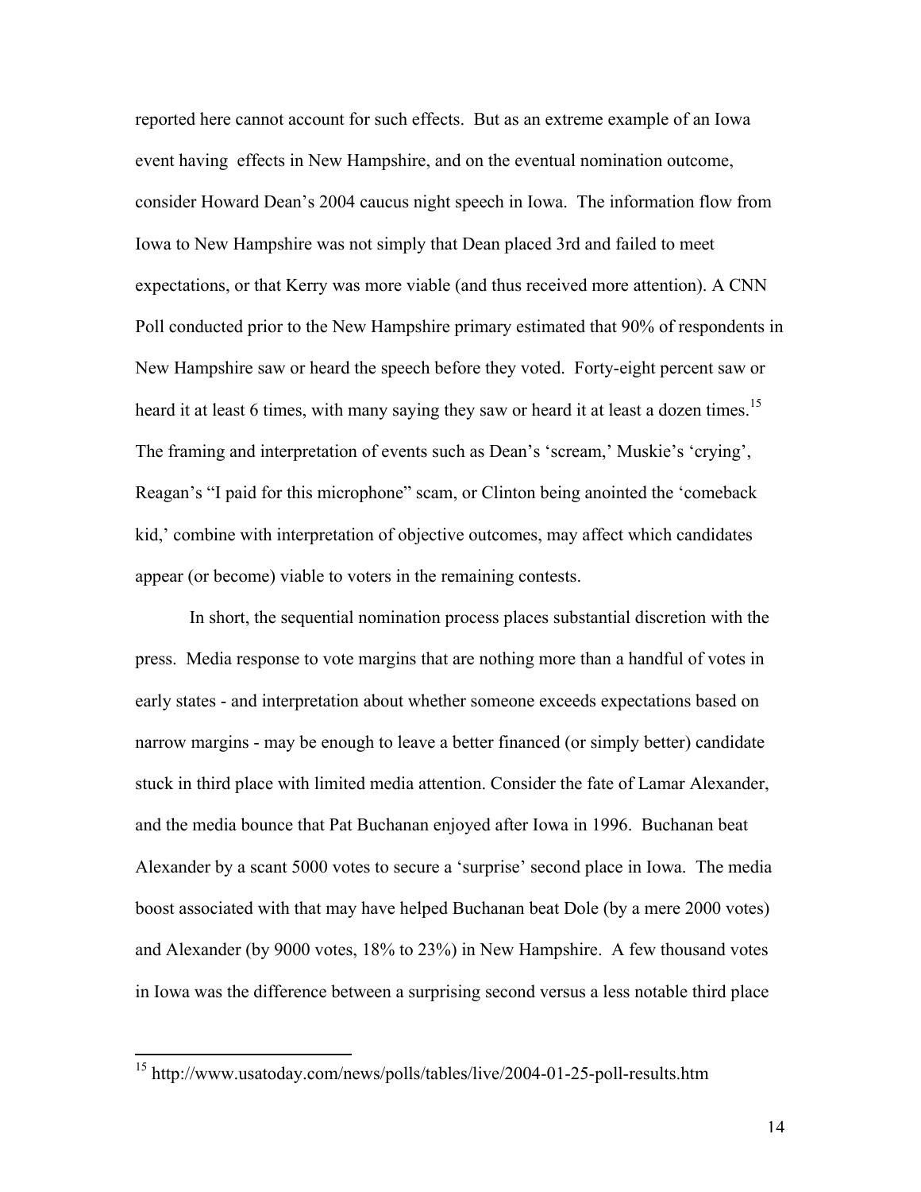reported here cannot account for such effects. But as an extreme example of an Iowa event having effects in New Hampshire, and on the eventual nomination outcome, consider Howard Dean's 2004 caucus night speech in Iowa. The information flow from Iowa to New Hampshire was not simply that Dean placed 3rd and failed to meet expectations, or that Kerry was more viable (and thus received more attention). A CNN Poll conducted prior to the New Hampshire primary estimated that 90% of respondents in New Hampshire saw or heard the speech before they voted. Forty-eight percent saw or heard it at least 6 times, with many saying they saw or heard it at least a dozen times.[15] The framing and interpretation of events such as Dean's 'scream,' Muskie's 'crying', Reagan's "I paid for this microphone" scam, or Clinton being anointed the 'comeback kid,' combine with interpretation of objective outcomes, may affect which candidates appear (or become) viable to voters in the remaining contests.

In short, the sequential nomination process places substantial discretion with the press. Media response to vote margins that are nothing more than a handful of votes in early states - and interpretation about whether someone exceeds expectations based on narrow margins - may be enough to leave a better financed (or simply better) candidate stuck in third place with limited media attention. Consider the fate of Lamar Alexander, and the media bounce that Pat Buchanan enjoyed after Iowa in 1996. Buchanan beat Alexander by a scant 5000 votes to secure a 'surprise' second place in Iowa. The media boost associated with that may have helped Buchanan beat Dole (by a mere 2000 votes) and Alexander (by 9000 votes, 18% to 23%) in New Hampshire. A few thousand votes in Iowa was the difference between a surprising second versus a less notable third place

---

[15] http://www.usatoday.com/news/polls/tables/live/2004-01-25-poll-results.htm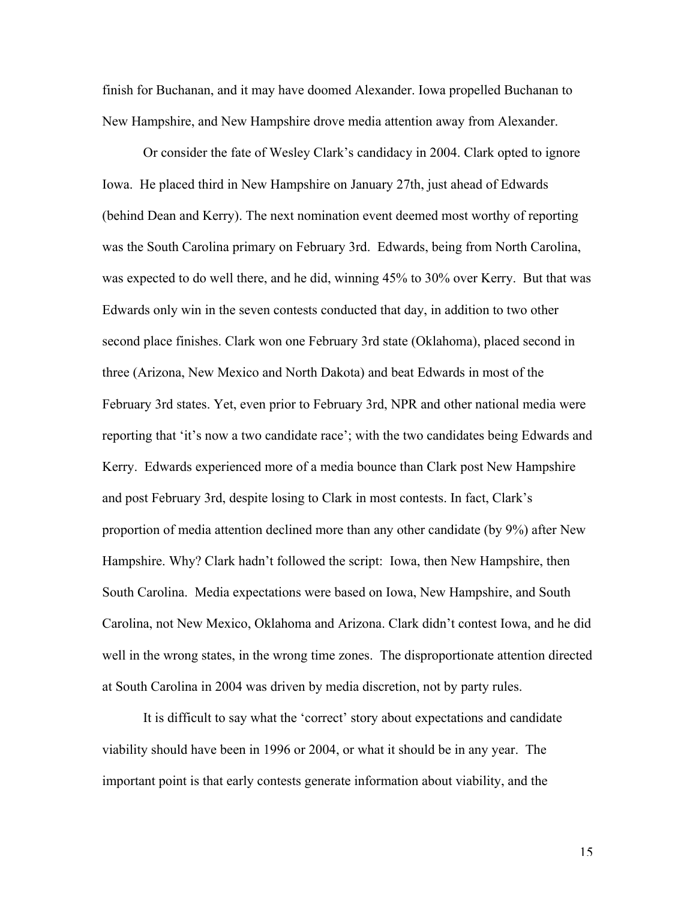finish for Buchanan, and it may have doomed Alexander. Iowa propelled Buchanan to New Hampshire, and New Hampshire drove media attention away from Alexander.

Or consider the fate of Wesley Clark's candidacy in 2004. Clark opted to ignore Iowa. He placed third in New Hampshire on January 27th, just ahead of Edwards (behind Dean and Kerry). The next nomination event deemed most worthy of reporting was the South Carolina primary on February 3rd. Edwards, being from North Carolina, was expected to do well there, and he did, winning 45% to 30% over Kerry. But that was Edwards only win in the seven contests conducted that day, in addition to two other second place finishes. Clark won one February 3rd state (Oklahoma), placed second in three (Arizona, New Mexico and North Dakota) and beat Edwards in most of the February 3rd states. Yet, even prior to February 3rd, NPR and other national media were reporting that 'it's now a two candidate race'; with the two candidates being Edwards and Kerry. Edwards experienced more of a media bounce than Clark post New Hampshire and post February 3rd, despite losing to Clark in most contests. In fact, Clark's proportion of media attention declined more than any other candidate (by 9%) after New Hampshire. Why? Clark hadn't followed the script: Iowa, then New Hampshire, then South Carolina. Media expectations were based on Iowa, New Hampshire, and South Carolina, not New Mexico, Oklahoma and Arizona. Clark didn't contest Iowa, and he did well in the wrong states, in the wrong time zones. The disproportionate attention directed at South Carolina in 2004 was driven by media discretion, not by party rules.

It is difficult to say what the 'correct' story about expectations and candidate viability should have been in 1996 or 2004, or what it should be in any year. The important point is that early contests generate information about viability, and the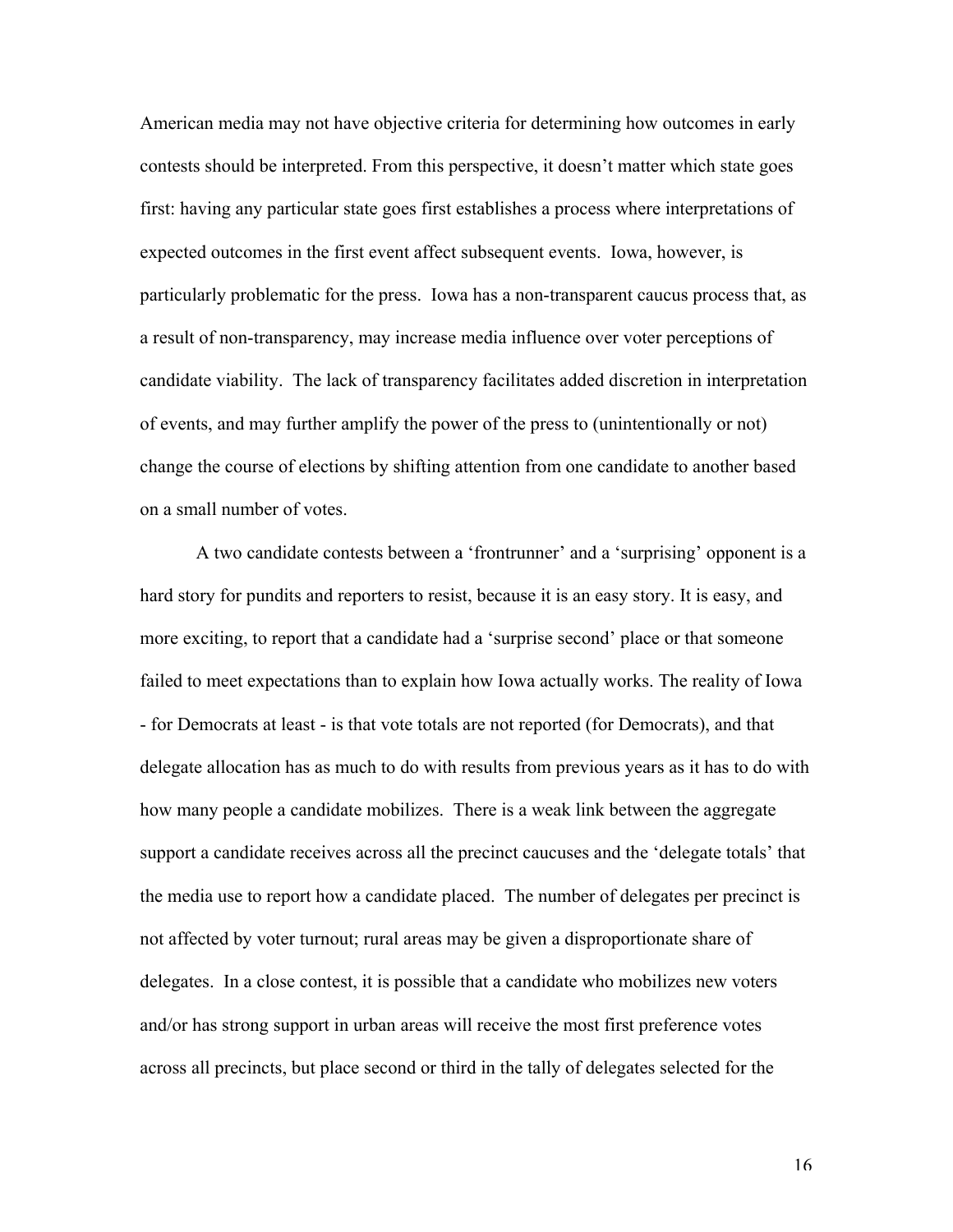American media may not have objective criteria for determining how outcomes in early contests should be interpreted. From this perspective, it doesn't matter which state goes first: having any particular state goes first establishes a process where interpretations of expected outcomes in the first event affect subsequent events. Iowa, however, is particularly problematic for the press. Iowa has a non-transparent caucus process that, as a result of non-transparency, may increase media influence over voter perceptions of candidate viability. The lack of transparency facilitates added discretion in interpretation of events, and may further amplify the power of the press to (unintentionally or not) change the course of elections by shifting attention from one candidate to another based on a small number of votes.

A two candidate contests between a 'frontrunner' and a 'surprising' opponent is a hard story for pundits and reporters to resist, because it is an easy story. It is easy, and more exciting, to report that a candidate had a 'surprise second' place or that someone failed to meet expectations than to explain how Iowa actually works. The reality of Iowa - for Democrats at least - is that vote totals are not reported (for Democrats), and that delegate allocation has as much to do with results from previous years as it has to do with how many people a candidate mobilizes. There is a weak link between the aggregate support a candidate receives across all the precinct caucuses and the 'delegate totals' that the media use to report how a candidate placed. The number of delegates per precinct is not affected by voter turnout; rural areas may be given a disproportionate share of delegates. In a close contest, it is possible that a candidate who mobilizes new voters and/or has strong support in urban areas will receive the most first preference votes across all precincts, but place second or third in the tally of delegates selected for the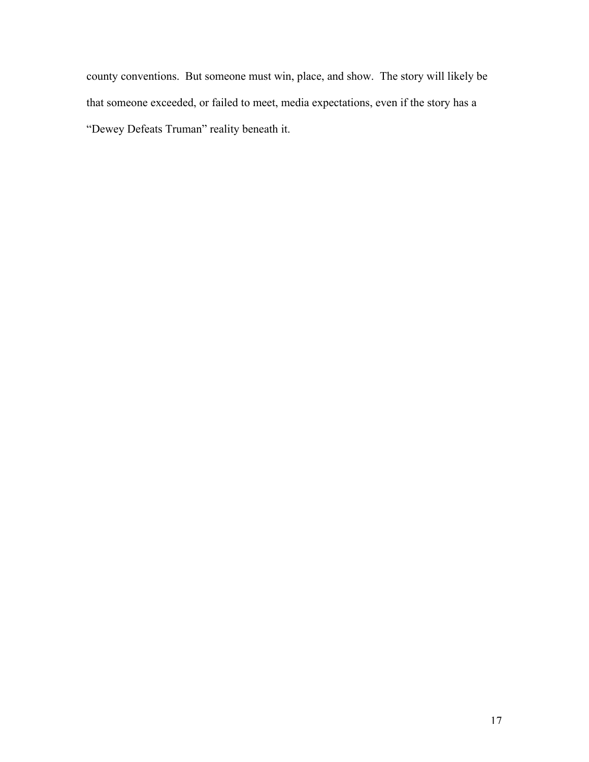county conventions.  But someone must win, place, and show.  The story will likely be that someone exceeded, or failed to meet, media expectations, even if the story has a "Dewey Defeats Truman" reality beneath it.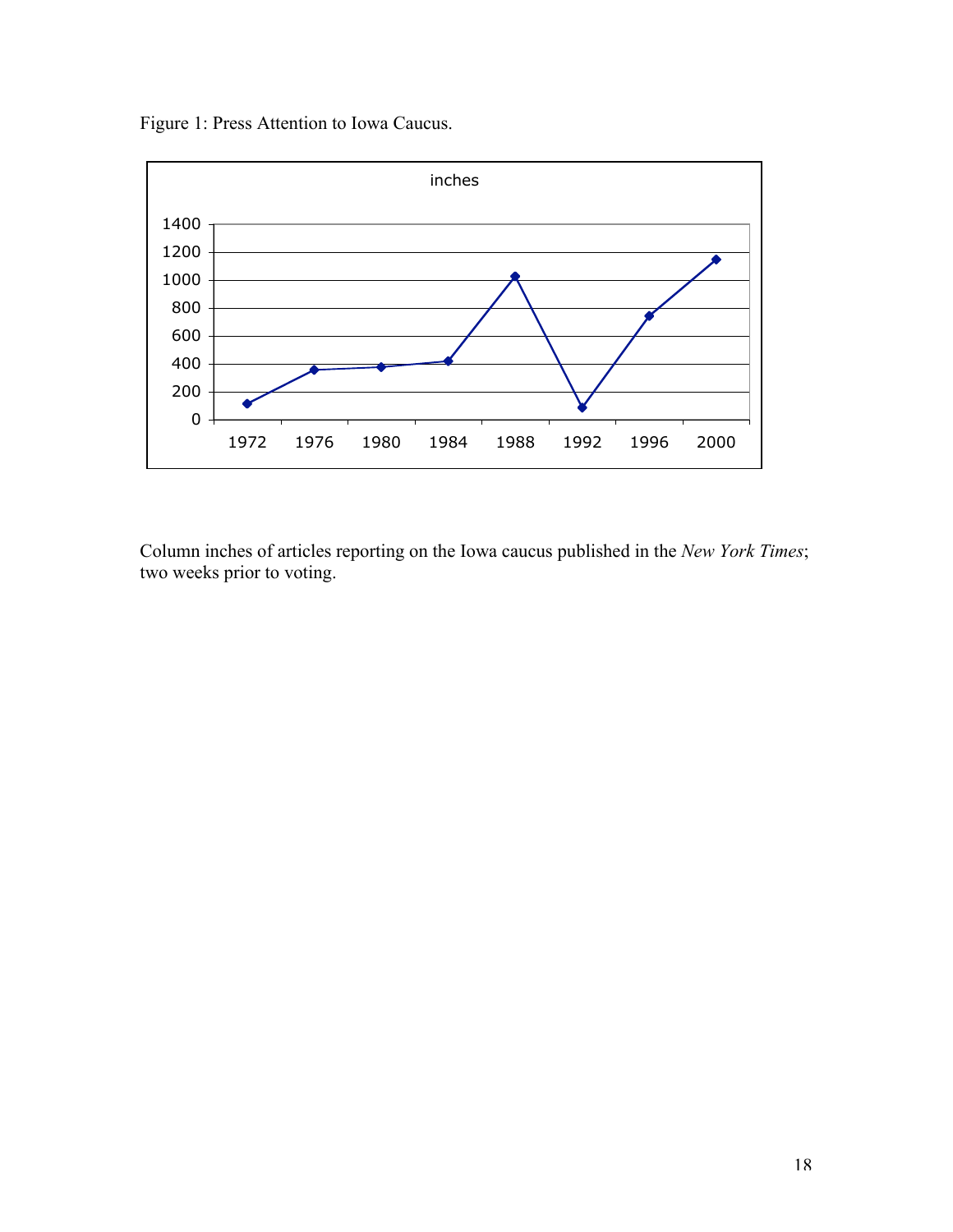Figure 1: Press Attention to Iowa Caucus.

Column inches of articles reporting on the Iowa caucus published in the *New York Times*; two weeks prior to voting.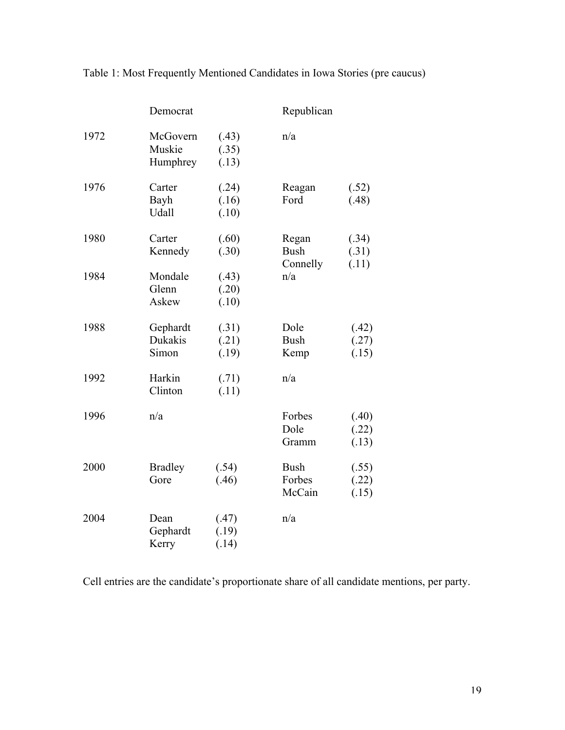Table 1: Most Frequently Mentioned Candidates in Iowa Stories (pre caucus)

| | Democrat | | Republican | |
|---|---|---|---|---|
| 1972 | McGovern | (.43) | n/a | |
| | Muskie | (.35) | | |
| | Humphrey | (.13) | | |
| 1976 | Carter | (.24) | Reagan | (.52) |
| | Bayh | (.16) | Ford | (.48) |
| | Udall | (.10) | | |
| 1980 | Carter | (.60) | Regan | (.34) |
| | Kennedy | (.30) | Bush | (.31) |
| | | | Connelly | (.11) |
| 1984 | Mondale | (.43) | n/a | |
| | Glenn | (.20) | | |
| | Askew | (.10) | | |
| 1988 | Gephardt | (.31) | Dole | (.42) |
| | Dukakis | (.21) | Bush | (.27) |
| | Simon | (.19) | Kemp | (.15) |
| 1992 | Harkin | (.71) | n/a | |
| | Clinton | (.11) | | |
| 1996 | n/a | | Forbes | (.40) |
| | | | Dole | (.22) |
| | | | Gramm | (.13) |
| 2000 | Bradley | (.54) | Bush | (.55) |
| | Gore | (.46) | Forbes | (.22) |
| | | | McCain | (.15) |
| 2004 | Dean | (.47) | n/a | |
| | Gephardt | (.19) | | |
| | Kerry | (.14) | | |

Cell entries are the candidate's proportionate share of all candidate mentions, per party.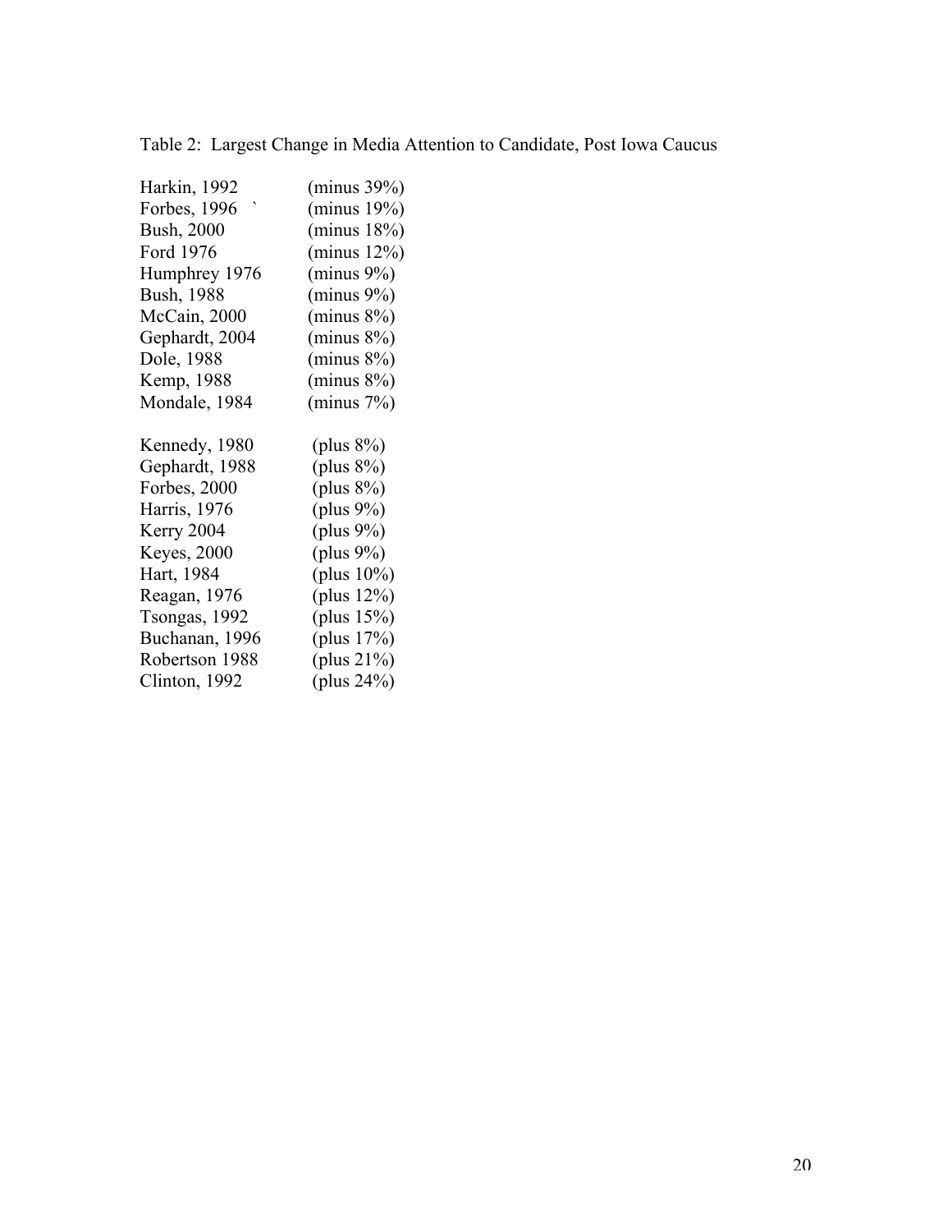Table 2: Largest Change in Media Attention to Candidate, Post Iowa Caucus

| Candidate | Change |
|---|---|
| Harkin, 1992 | (minus 39%) |
| Forbes, 1996 | (minus 19%) |
| Bush, 2000 | (minus 18%) |
| Ford 1976 | (minus 12%) |
| Humphrey 1976 | (minus 9%) |
| Bush, 1988 | (minus 9%) |
| McCain, 2000 | (minus 8%) |
| Gephardt, 2004 | (minus 8%) |
| Dole, 1988 | (minus 8%) |
| Kemp, 1988 | (minus 8%) |
| Mondale, 1984 | (minus 7%) |
| | |
| Kennedy, 1980 | (plus 8%) |
| Gephardt, 1988 | (plus 8%) |
| Forbes, 2000 | (plus 8%) |
| Harris, 1976 | (plus 9%) |
| Kerry 2004 | (plus 9%) |
| Keyes, 2000 | (plus 9%) |
| Hart, 1984 | (plus 10%) |
| Reagan, 1976 | (plus 12%) |
| Tsongas, 1992 | (plus 15%) |
| Buchanan, 1996 | (plus 17%) |
| Robertson 1988 | (plus 21%) |
| Clinton, 1992 | (plus 24%) |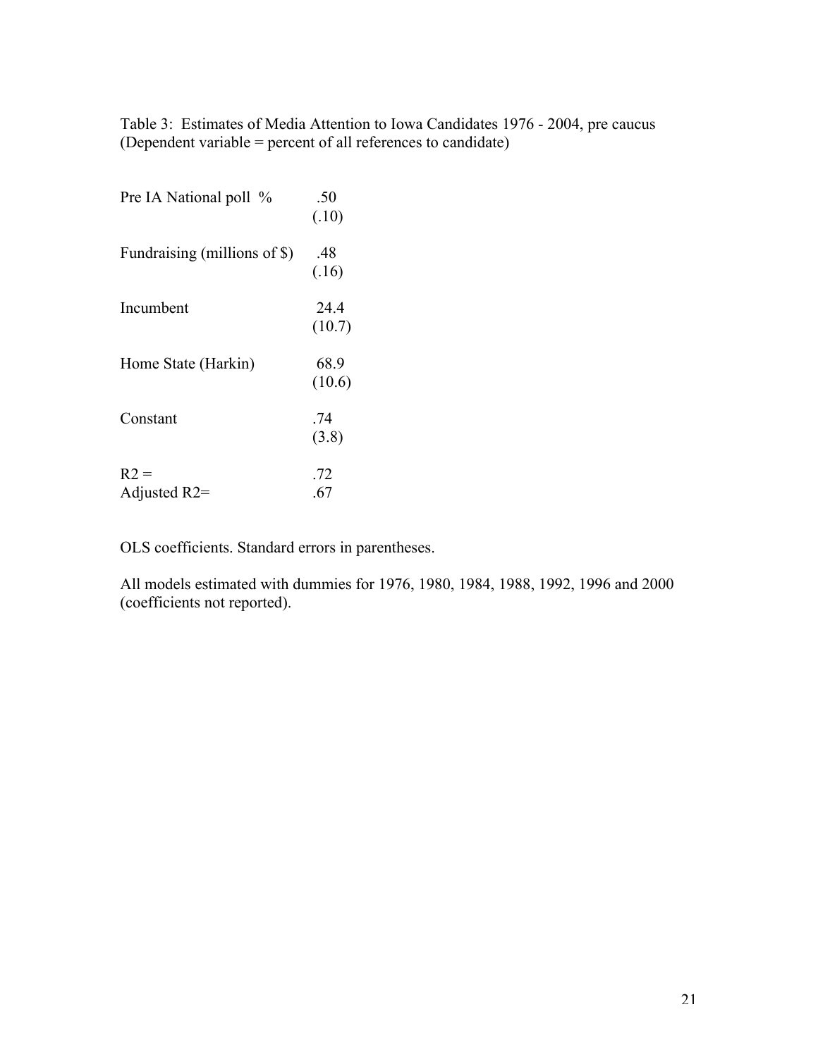Table 3: Estimates of Media Attention to Iowa Candidates 1976 - 2004, pre caucus (Dependent variable = percent of all references to candidate)

| | |
|---|---|
| Pre IA National poll % | .50 |
| | (.10) |
| Fundraising (millions of $) | .48 |
| | (.16) |
| Incumbent | 24.4 |
| | (10.7) |
| Home State (Harkin) | 68.9 |
| | (10.6) |
| Constant | .74 |
| | (3.8) |
| $R^2$ = | .72 |
| Adjusted $R^2$= | .67 |

OLS coefficients. Standard errors in parentheses.

All models estimated with dummies for 1976, 1980, 1984, 1988, 1992, 1996 and 2000 (coefficients not reported).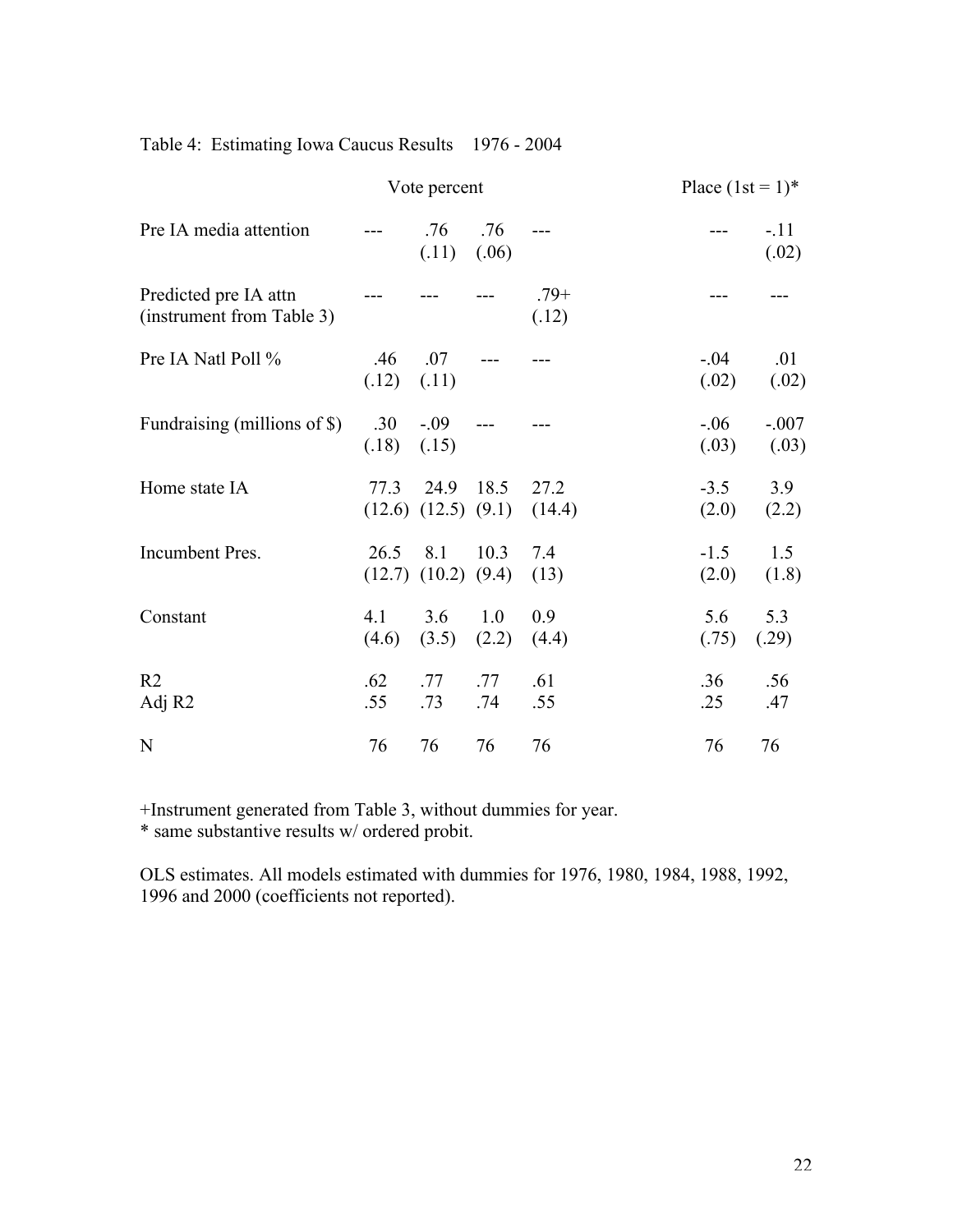Table 4: Estimating Iowa Caucus Results 1976 - 2004

| | Vote percent | | | | Place (1st = 1)* | |
|---|---|---|---|---|---|---|
| Pre IA media attention | --- | .76 (.11) | .76 (.06) | --- | --- | -.11 (.02) |
| Predicted pre IA attn (instrument from Table 3) | --- | --- | --- | .79+ (.12) | --- | --- |
| Pre IA Natl Poll % | .46 (.12) | .07 (.11) | --- | --- | -.04 (.02) | .01 (.02) |
| Fundraising (millions of $) | .30 (.18) | -.09 (.15) | --- | --- | -.06 (.03) | -.007 (.03) |
| Home state IA | 77.3 (12.6) | 24.9 (12.5) | 18.5 (9.1) | 27.2 (14.4) | -3.5 (2.0) | 3.9 (2.2) |
| Incumbent Pres. | 26.5 (12.7) | 8.1 (10.2) | 10.3 (9.4) | 7.4 (13) | -1.5 (2.0) | 1.5 (1.8) |
| Constant | 4.1 (4.6) | 3.6 (3.5) | 1.0 (2.2) | 0.9 (4.4) | 5.6 (.75) | 5.3 (.29) |
| $R^2$ | .62 | .77 | .77 | .61 | .36 | .56 |
| Adj $R^2$ | .55 | .73 | .74 | .55 | .25 | .47 |
| N | 76 | 76 | 76 | 76 | 76 | 76 |

+Instrument generated from Table 3, without dummies for year.
* same substantive results w/ ordered probit.

OLS estimates. All models estimated with dummies for 1976, 1980, 1984, 1988, 1992, 1996 and 2000 (coefficients not reported).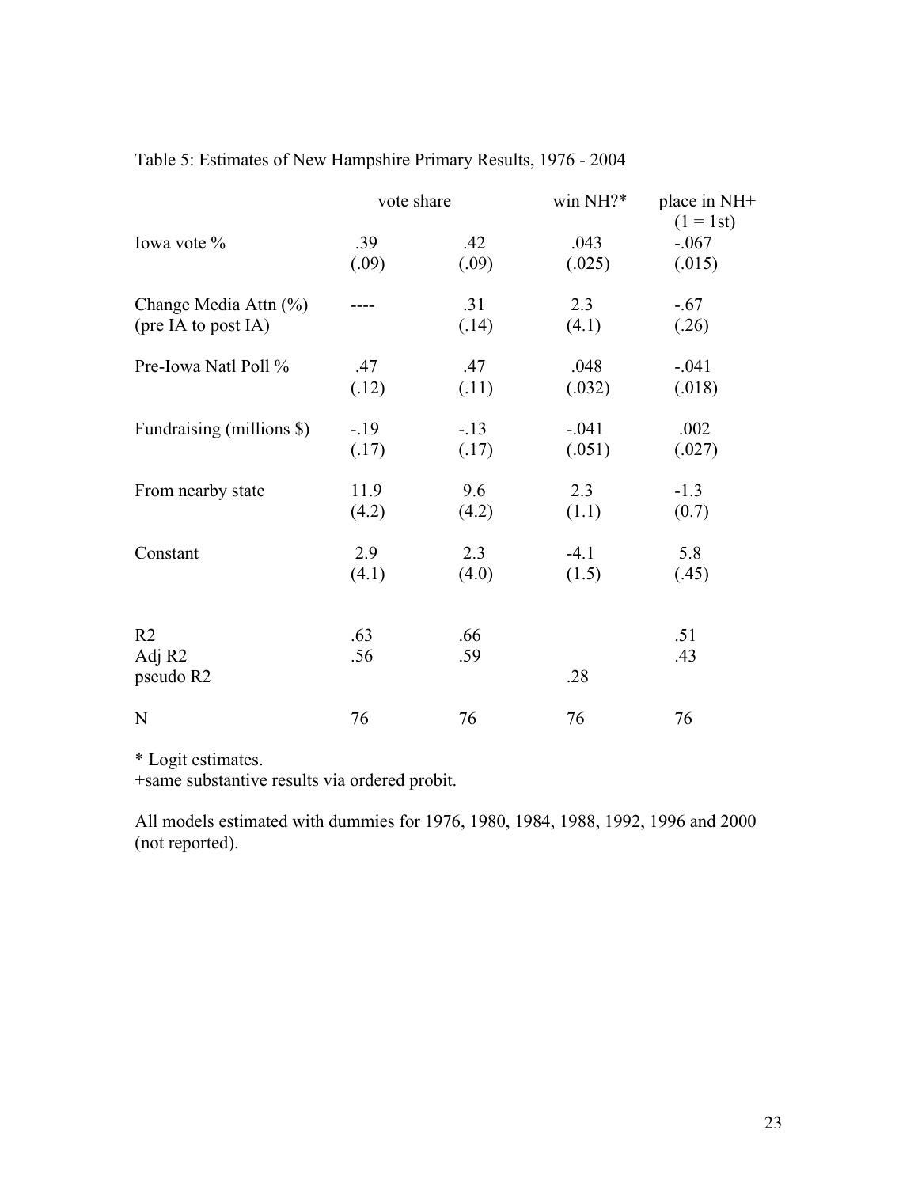Table 5: Estimates of New Hampshire Primary Results, 1976 - 2004

| | vote share | | win NH?* | place in NH+ (1 = 1st) |
|---|---|---|---|---|
| Iowa vote % | .39 (.09) | .42 (.09) | .043 (.025) | -.067 (.015) |
| Change Media Attn (%) (pre IA to post IA) | ---- | .31 (.14) | 2.3 (4.1) | -.67 (.26) |
| Pre-Iowa Natl Poll % | .47 (.12) | .47 (.11) | .048 (.032) | -.041 (.018) |
| Fundraising (millions $) | -.19 (.17) | -.13 (.17) | -.041 (.051) | .002 (.027) |
| From nearby state | 11.9 (4.2) | 9.6 (4.2) | 2.3 (1.1) | -1.3 (0.7) |
| Constant | 2.9 (4.1) | 2.3 (4.0) | -4.1 (1.5) | 5.8 (.45) |
| R2 | .63 | .66 | | .51 |
| Adj R2 | .56 | .59 | | .43 |
| pseudo R2 | | | .28 | |
| N | 76 | 76 | 76 | 76 |

* Logit estimates.
+same substantive results via ordered probit.

All models estimated with dummies for 1976, 1980, 1984, 1988, 1992, 1996 and 2000 (not reported).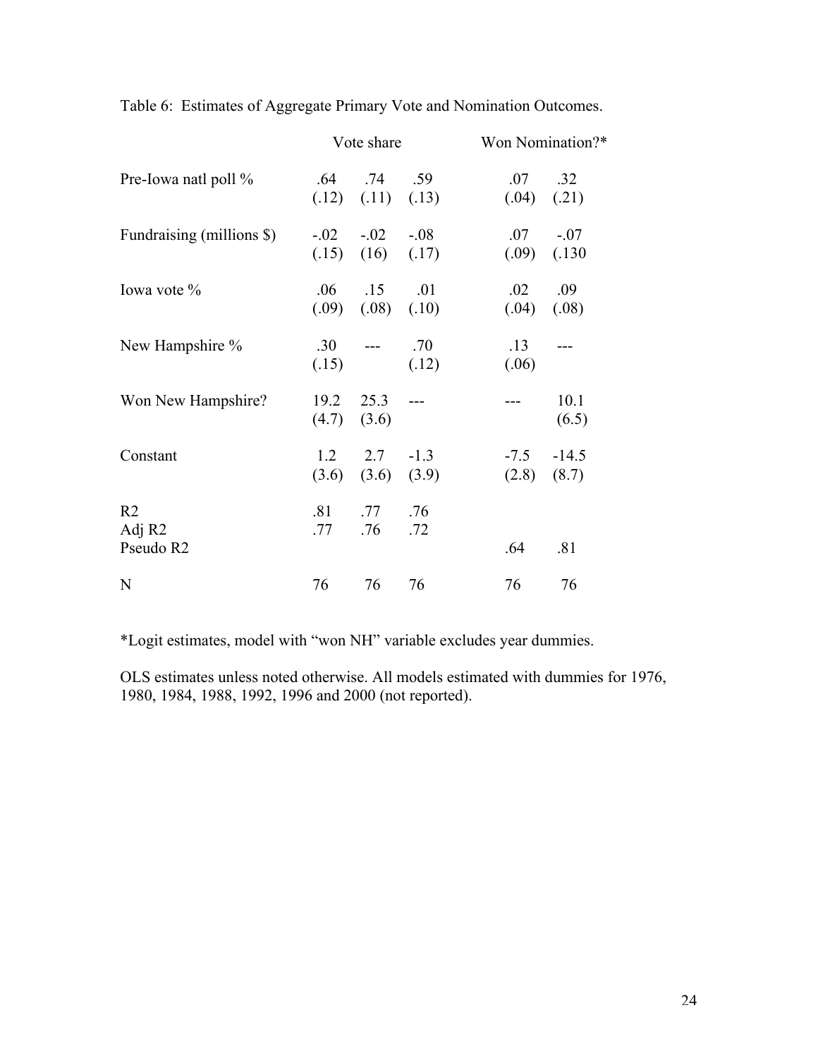Table 6: Estimates of Aggregate Primary Vote and Nomination Outcomes.

| | Vote share | | | Won Nomination?* | |
|---|---|---|---|---|---|
| Pre-Iowa natl poll % | .64<br>(.12) | .74<br>(.11) | .59<br>(.13) | .07<br>(.04) | .32<br>(.21) |
| Fundraising (millions $) | -.02<br>(.15) | -.02<br>(16) | -.08<br>(.17) | .07<br>(.09) | -.07<br>(.130 |
| Iowa vote % | .06<br>(.09) | .15<br>(.08) | .01<br>(.10) | .02<br>(.04) | .09<br>(.08) |
| New Hampshire % | .30<br>(.15) | --- | .70<br>(.12) | .13<br>(.06) | --- |
| Won New Hampshire? | 19.2<br>(4.7) | 25.3<br>(3.6) | --- | --- | 10.1<br>(6.5) |
| Constant | 1.2<br>(3.6) | 2.7<br>(3.6) | -1.3<br>(3.9) | -7.5<br>(2.8) | -14.5<br>(8.7) |
| $R^2$ | .81 | .77 | .76 | | |
| Adj $R^2$ | .77 | .76 | .72 | | |
| Pseudo $R^2$ | | | | .64 | .81 |
| N | 76 | 76 | 76 | 76 | 76 |

*Logit estimates, model with "won NH" variable excludes year dummies.

OLS estimates unless noted otherwise. All models estimated with dummies for 1976, 1980, 1984, 1988, 1992, 1996 and 2000 (not reported).